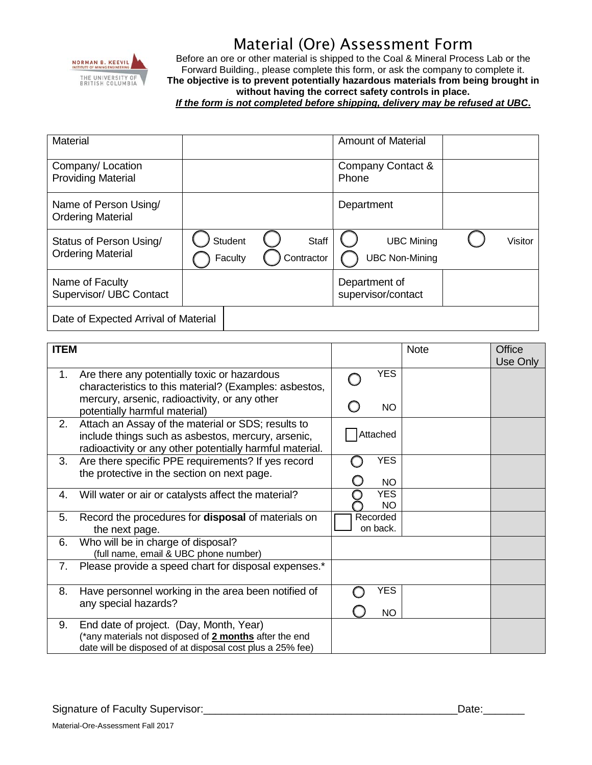# Material (Ore) Assessment Form

Before an ore or other material is shipped to the Coal & Mineral Process Lab or the Forward Building., please complete this form, or ask the company to complete it.
**The objective is to prevent potentially hazardous materials from being brought in without having the correct safety controls in place.**
***If the form is not completed before shipping, delivery may be refused at UBC.***

| Material | | Amount of Material | |
|---|---|---|---|
| Company/ Location Providing Material | | Company Contact & Phone | |
| Name of Person Using/ Ordering Material | | Department | |
| Status of Person Using/ Ordering Material | ◯ Student ◯ Staff ◯ Faculty ◯ Contractor | ◯ UBC Mining ◯ Visitor ◯ UBC Non-Mining | |
| Name of Faculty Supervisor/ UBC Contact | | Department of supervisor/contact | |
| Date of Expected Arrival of Material | | | |

| ITEM | | Note | Office Use Only |
|---|---|---|---|
| 1. Are there any potentially toxic or hazardous characteristics to this material? (Examples: asbestos, mercury, arsenic, radioactivity, or any other potentially harmful material) | ◯ YES ◯ NO | | |
| 2. Attach an Assay of the material or SDS; results to include things such as asbestos, mercury, arsenic, radioactivity or any other potentially harmful material. | ☐ Attached | | |
| 3. Are there specific PPE requirements? If yes record the protective in the section on next page. | ◯ YES ◯ NO | | |
| 4. Will water or air or catalysts affect the material? | ◯ YES ◯ NO | | |
| 5. Record the procedures for **disposal** of materials on the next page. | ☐ Recorded on back. | | |
| 6. Who will be in charge of disposal? (full name, email & UBC phone number) | | | |
| 7. Please provide a speed chart for disposal expenses.* | | | |
| 8. Have personnel working in the area been notified of any special hazards? | ◯ YES ◯ NO | | |
| 9. End date of project. (Day, Month, Year) (*any materials not disposed of **2 months** after the end date will be disposed of at disposal cost plus a 25% fee) | | | |

Signature of Faculty Supervisor:___________________________________________Date:_______

Material-Ore-Assessment Fall 2017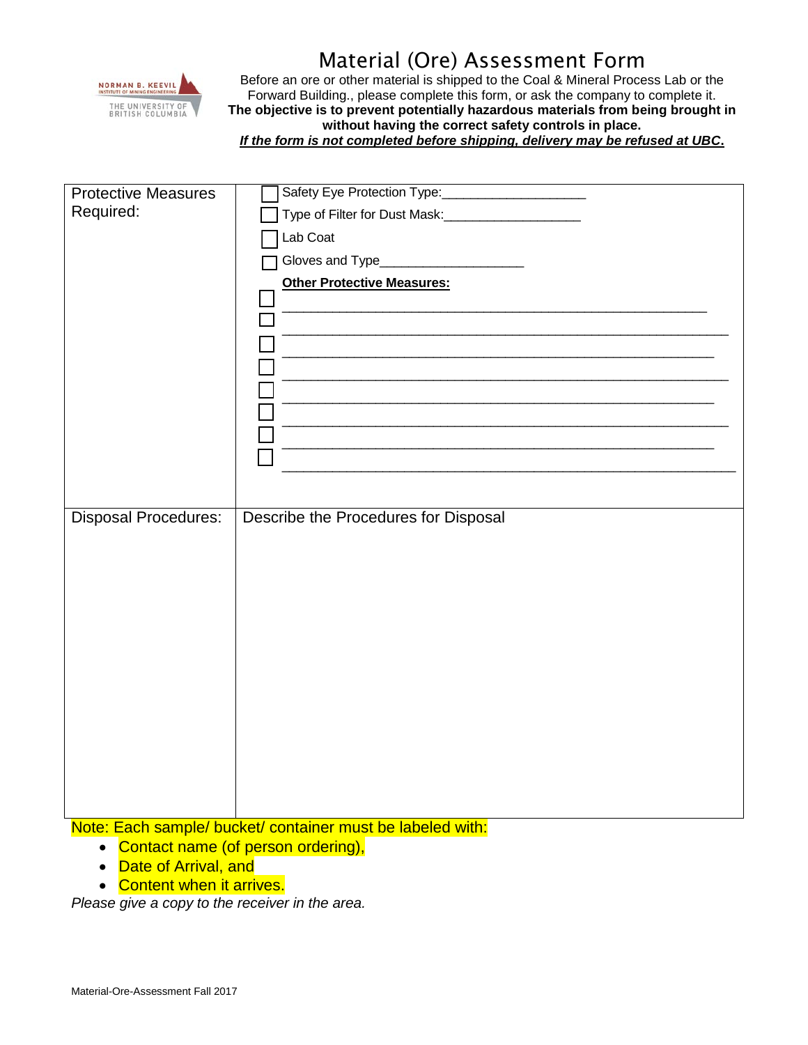# Material (Ore) Assessment Form

NORMAN B. KEEVIL INSTITUTE OF MINING ENGINEERING
THE UNIVERSITY OF BRITISH COLUMBIA

Before an ore or other material is shipped to the Coal & Mineral Process Lab or the Forward Building., please complete this form, or ask the company to complete it.

**The objective is to prevent potentially hazardous materials from being brought in without having the correct safety controls in place.**

***If the form is not completed before shipping, delivery may be refused at UBC.***

| | |
|---|---|
| Protective Measures Required: | ☐ Safety Eye Protection Type:___________________<br>☐ Type of Filter for Dust Mask:__________________<br>☐ Lab Coat<br>☐ Gloves and Type___________________<br>**Other Protective Measures:**<br>☐ ________________________________________________________<br>☐ ________________________________________________________<br>☐ ________________________________________________________<br>☐ ________________________________________________________<br>☐ ________________________________________________________<br>☐ ________________________________________________________<br>☐ ________________________________________________________<br>☐ ________________________________________________________ |
| Disposal Procedures: | Describe the Procedures for Disposal |

Note: Each sample/ bucket/ container must be labeled with:

- Contact name (of person ordering),
- Date of Arrival, and
- Content when it arrives.

*Please give a copy to the receiver in the area.*

Material-Ore-Assessment Fall 2017